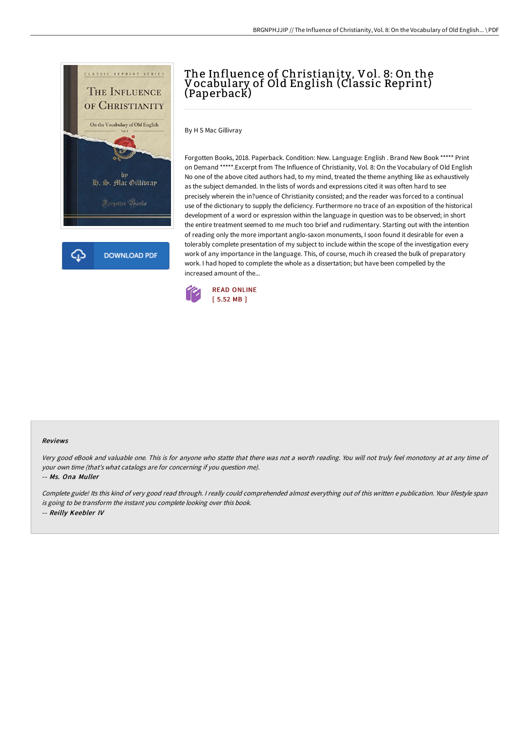# The Influence of Christianity, Vol. 8: On the Vocabulary of Old English (Classic Reprint) (Paperback)

By H S Mac Gillivray

Forgotten Books, 2018. Paperback. Condition: New. Language: English . Brand New Book ***** Print on Demand *****.Excerpt from The Influence of Christianity, Vol. 8: On the Vocabulary of Old English No one of the above cited authors had, to my mind, treated the theme anything like as exhaustively as the subject demanded. In the lists of words and expressions cited it was often hard to see precisely wherein the in?uence of Christianity consisted; and the reader was forced to a continual use of the dictionary to supply the deficiency. Furthermore no trace of an exposition of the historical development of a word or expression within the language in question was to be observed; in short the entire treatment seemed to me much too brief and rudimentary. Starting out with the intention of reading only the more important anglo-saxon monuments, I soon found it desirable for even a tolerably complete presentation of my subject to include within the scope of the investigation every work of any importance in the language. This, of course, much ih creased the bulk of preparatory work. I had hoped to complete the whole as a dissertation; but have been compelled by the increased amount of the...

DOWNLOAD PDF

READ ONLINE
[ 5.52 MB ]

#### Reviews

*Very good eBook and valuable one. This is for anyone who statte that there was not a worth reading. You will not truly feel monotony at at any time of your own time (that's what catalogs are for concerning if you question me).*

-- *Ms. Ona Muller*

*Complete guide! Its this kind of very good read through. I really could comprehended almost everything out of this written e publication. Your lifestyle span is going to be transform the instant you complete looking over this book.*

-- *Reilly Keebler IV*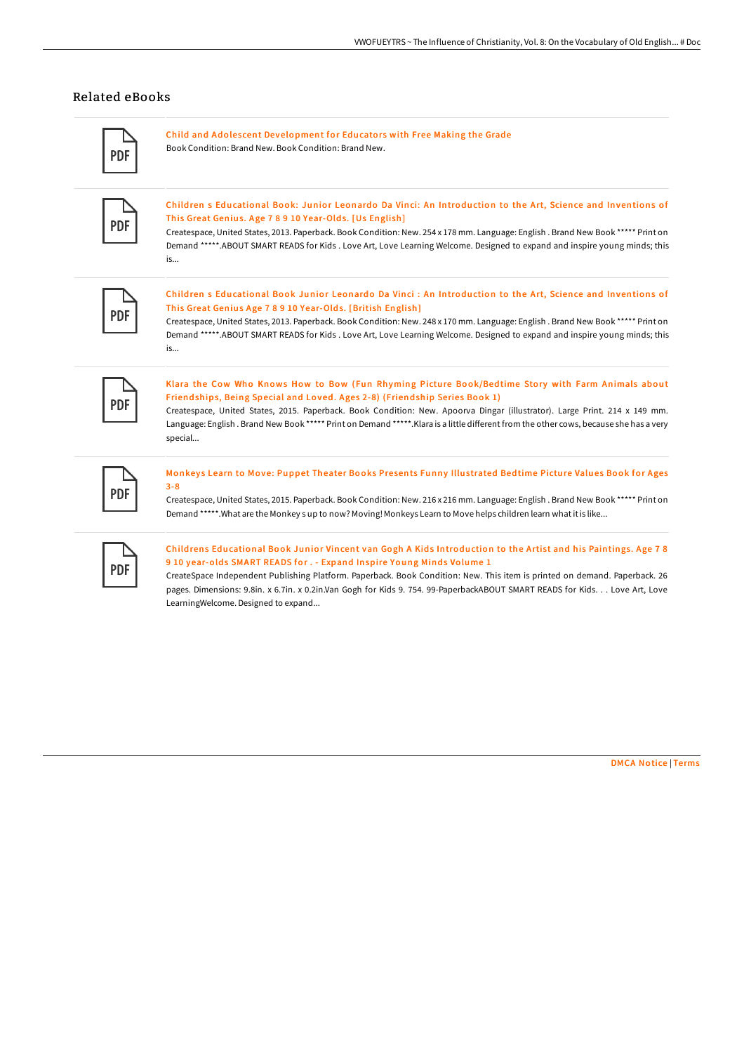## Related eBooks

**Child and Adolescent Development for Educators with Free Making the Grade**
Book Condition: Brand New. Book Condition: Brand New.

**Children s Educational Book: Junior Leonardo Da Vinci: An Introduction to the Art, Science and Inventions of This Great Genius. Age 7 8 9 10 Year-Olds. [Us English]**
Createspace, United States, 2013. Paperback. Book Condition: New. 254 x 178 mm. Language: English . Brand New Book ***** Print on Demand *****.ABOUT SMART READS for Kids . Love Art, Love Learning Welcome. Designed to expand and inspire young minds; this is...

**Children s Educational Book Junior Leonardo Da Vinci : An Introduction to the Art, Science and Inventions of This Great Genius Age 7 8 9 10 Year-Olds. [British English]**
Createspace, United States, 2013. Paperback. Book Condition: New. 248 x 170 mm. Language: English . Brand New Book ***** Print on Demand *****.ABOUT SMART READS for Kids . Love Art, Love Learning Welcome. Designed to expand and inspire young minds; this is...

**Klara the Cow Who Knows How to Bow (Fun Rhyming Picture Book/Bedtime Story with Farm Animals about Friendships, Being Special and Loved. Ages 2-8) (Friendship Series Book 1)**
Createspace, United States, 2015. Paperback. Book Condition: New. Apoorva Dingar (illustrator). Large Print. 214 x 149 mm. Language: English . Brand New Book ***** Print on Demand *****.Klara is a little different from the other cows, because she has a very special...

**Monkeys Learn to Move: Puppet Theater Books Presents Funny Illustrated Bedtime Picture Values Book for Ages 3-8**
Createspace, United States, 2015. Paperback. Book Condition: New. 216 x 216 mm. Language: English . Brand New Book ***** Print on Demand *****.What are the Monkey s up to now? Moving! Monkeys Learn to Move helps children learn what it is like...

**Childrens Educational Book Junior Vincent van Gogh A Kids Introduction to the Artist and his Paintings. Age 7 8 9 10 year-olds SMART READS for . - Expand Inspire Young Minds Volume 1**
CreateSpace Independent Publishing Platform. Paperback. Book Condition: New. This item is printed on demand. Paperback. 26 pages. Dimensions: 9.8in. x 6.7in. x 0.2in.Van Gogh for Kids 9. 754. 99-PaperbackABOUT SMART READS for Kids. . . Love Art, Love LearningWelcome. Designed to expand...

DMCA Notice | Terms